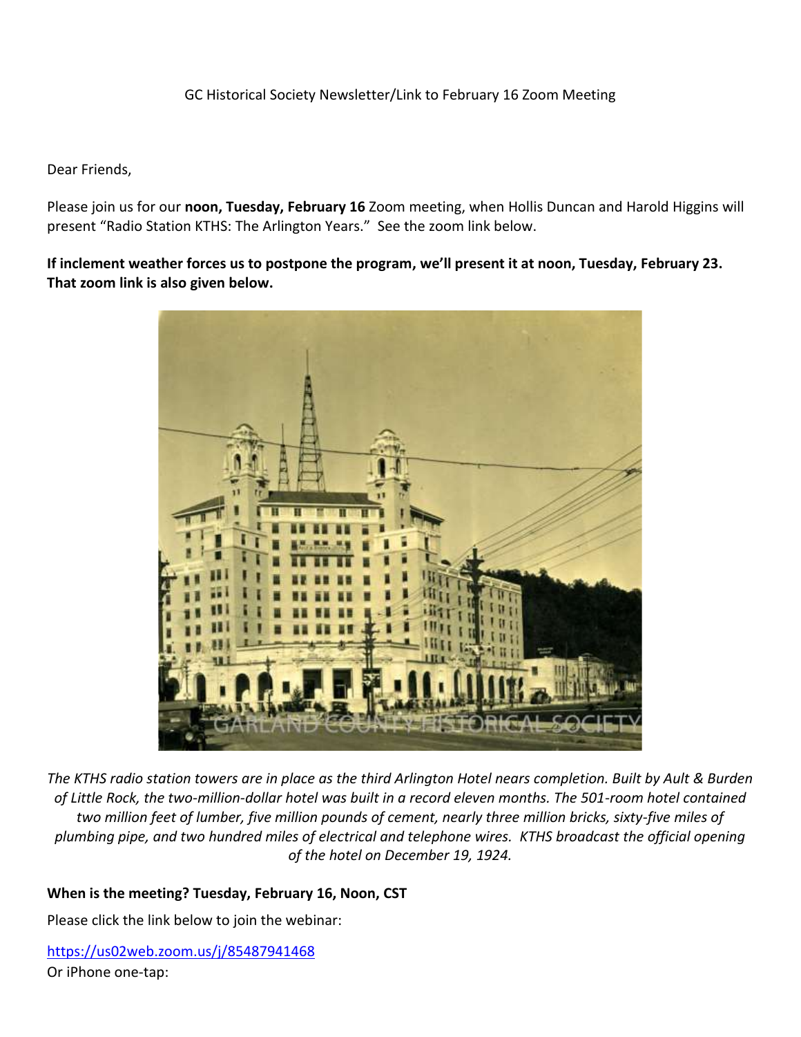GC Historical Society Newsletter/Link to February 16 Zoom Meeting

Dear Friends,

Please join us for our **noon, Tuesday, February 16** Zoom meeting, when Hollis Duncan and Harold Higgins will present "Radio Station KTHS: The Arlington Years." See the zoom link below.

**If inclement weather forces us to postpone the program, we'll present it at noon, Tuesday, February 23. That zoom link is also given below.**

*The KTHS radio station towers are in place as the third Arlington Hotel nears completion. Built by Ault & Burden of Little Rock, the two-million-dollar hotel was built in a record eleven months. The 501-room hotel contained two million feet of lumber, five million pounds of cement, nearly three million bricks, sixty-five miles of plumbing pipe, and two hundred miles of electrical and telephone wires. KTHS broadcast the official opening of the hotel on December 19, 1924.*

**When is the meeting? Tuesday, February 16, Noon, CST**

Please click the link below to join the webinar:

https://us02web.zoom.us/j/85487941468

Or iPhone one-tap: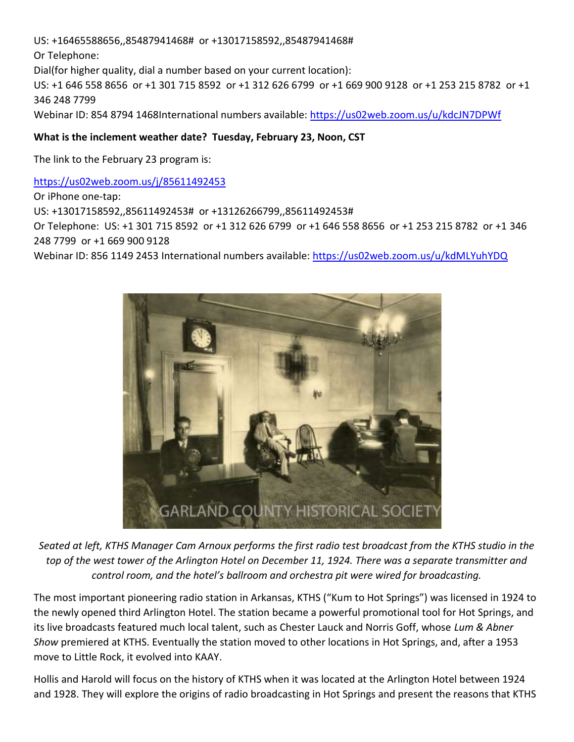US: +16465588656,,85487941468# or +13017158592,,85487941468#

Or Telephone:

Dial(for higher quality, dial a number based on your current location):

US: +1 646 558 8656 or +1 301 715 8592 or +1 312 626 6799 or +1 669 900 9128 or +1 253 215 8782 or +1 346 248 7799

Webinar ID: 854 8794 1468International numbers available: https://us02web.zoom.us/u/kdcJN7DPWf

**What is the inclement weather date? Tuesday, February 23, Noon, CST**

The link to the February 23 program is:

https://us02web.zoom.us/j/85611492453

Or iPhone one-tap:

US: +13017158592,,85611492453# or +13126266799,,85611492453#

Or Telephone: US: +1 301 715 8592 or +1 312 626 6799 or +1 646 558 8656 or +1 253 215 8782 or +1 346 248 7799 or +1 669 900 9128

Webinar ID: 856 1149 2453 International numbers available: https://us02web.zoom.us/u/kdMLYuhYDQ

*Seated at left, KTHS Manager Cam Arnoux performs the first radio test broadcast from the KTHS studio in the top of the west tower of the Arlington Hotel on December 11, 1924. There was a separate transmitter and control room, and the hotel's ballroom and orchestra pit were wired for broadcasting.*

The most important pioneering radio station in Arkansas, KTHS ("Kum to Hot Springs") was licensed in 1924 to the newly opened third Arlington Hotel. The station became a powerful promotional tool for Hot Springs, and its live broadcasts featured much local talent, such as Chester Lauck and Norris Goff, whose *Lum & Abner Show* premiered at KTHS. Eventually the station moved to other locations in Hot Springs, and, after a 1953 move to Little Rock, it evolved into KAAY.

Hollis and Harold will focus on the history of KTHS when it was located at the Arlington Hotel between 1924 and 1928. They will explore the origins of radio broadcasting in Hot Springs and present the reasons that KTHS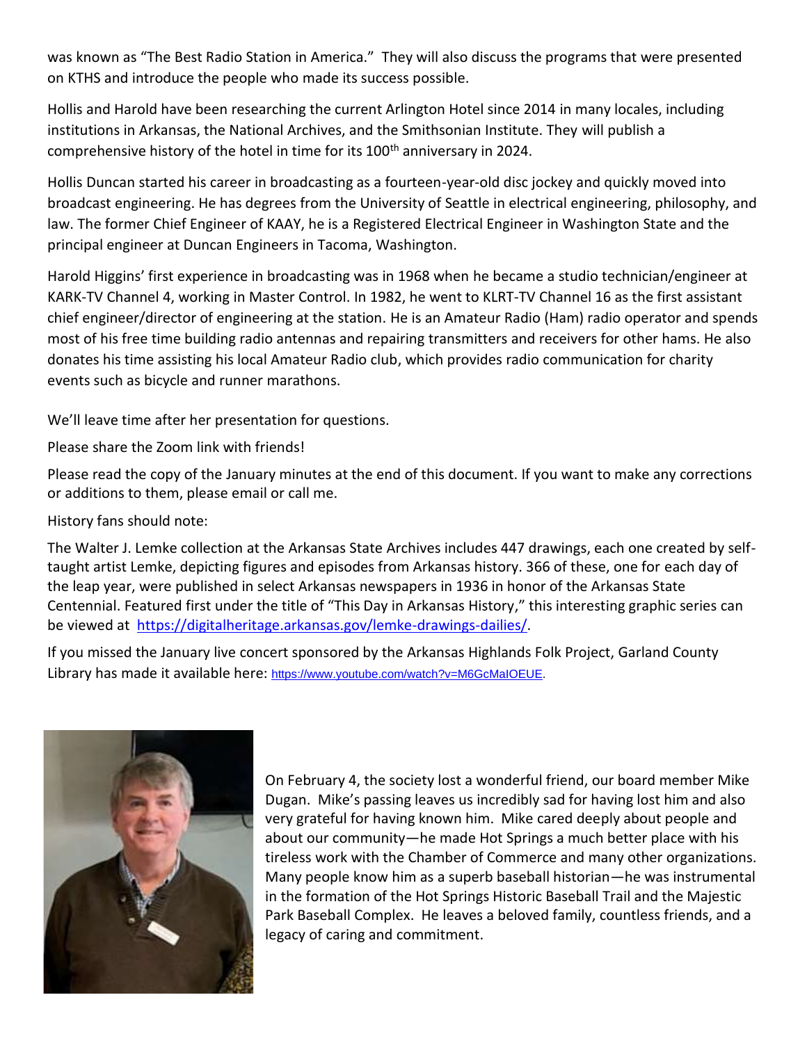was known as "The Best Radio Station in America." They will also discuss the programs that were presented on KTHS and introduce the people who made its success possible.

Hollis and Harold have been researching the current Arlington Hotel since 2014 in many locales, including institutions in Arkansas, the National Archives, and the Smithsonian Institute. They will publish a comprehensive history of the hotel in time for its 100th anniversary in 2024.

Hollis Duncan started his career in broadcasting as a fourteen-year-old disc jockey and quickly moved into broadcast engineering. He has degrees from the University of Seattle in electrical engineering, philosophy, and law. The former Chief Engineer of KAAY, he is a Registered Electrical Engineer in Washington State and the principal engineer at Duncan Engineers in Tacoma, Washington.

Harold Higgins' first experience in broadcasting was in 1968 when he became a studio technician/engineer at KARK-TV Channel 4, working in Master Control. In 1982, he went to KLRT-TV Channel 16 as the first assistant chief engineer/director of engineering at the station. He is an Amateur Radio (Ham) radio operator and spends most of his free time building radio antennas and repairing transmitters and receivers for other hams. He also donates his time assisting his local Amateur Radio club, which provides radio communication for charity events such as bicycle and runner marathons.

We'll leave time after her presentation for questions.

Please share the Zoom link with friends!

Please read the copy of the January minutes at the end of this document. If you want to make any corrections or additions to them, please email or call me.

History fans should note:

The Walter J. Lemke collection at the Arkansas State Archives includes 447 drawings, each one created by self-taught artist Lemke, depicting figures and episodes from Arkansas history. 366 of these, one for each day of the leap year, were published in select Arkansas newspapers in 1936 in honor of the Arkansas State Centennial. Featured first under the title of "This Day in Arkansas History," this interesting graphic series can be viewed at https://digitalheritage.arkansas.gov/lemke-drawings-dailies/.

If you missed the January live concert sponsored by the Arkansas Highlands Folk Project, Garland County Library has made it available here: https://www.youtube.com/watch?v=M6GcMaIOEUE.

On February 4, the society lost a wonderful friend, our board member Mike Dugan. Mike's passing leaves us incredibly sad for having lost him and also very grateful for having known him. Mike cared deeply about people and about our community—he made Hot Springs a much better place with his tireless work with the Chamber of Commerce and many other organizations. Many people know him as a superb baseball historian—he was instrumental in the formation of the Hot Springs Historic Baseball Trail and the Majestic Park Baseball Complex. He leaves a beloved family, countless friends, and a legacy of caring and commitment.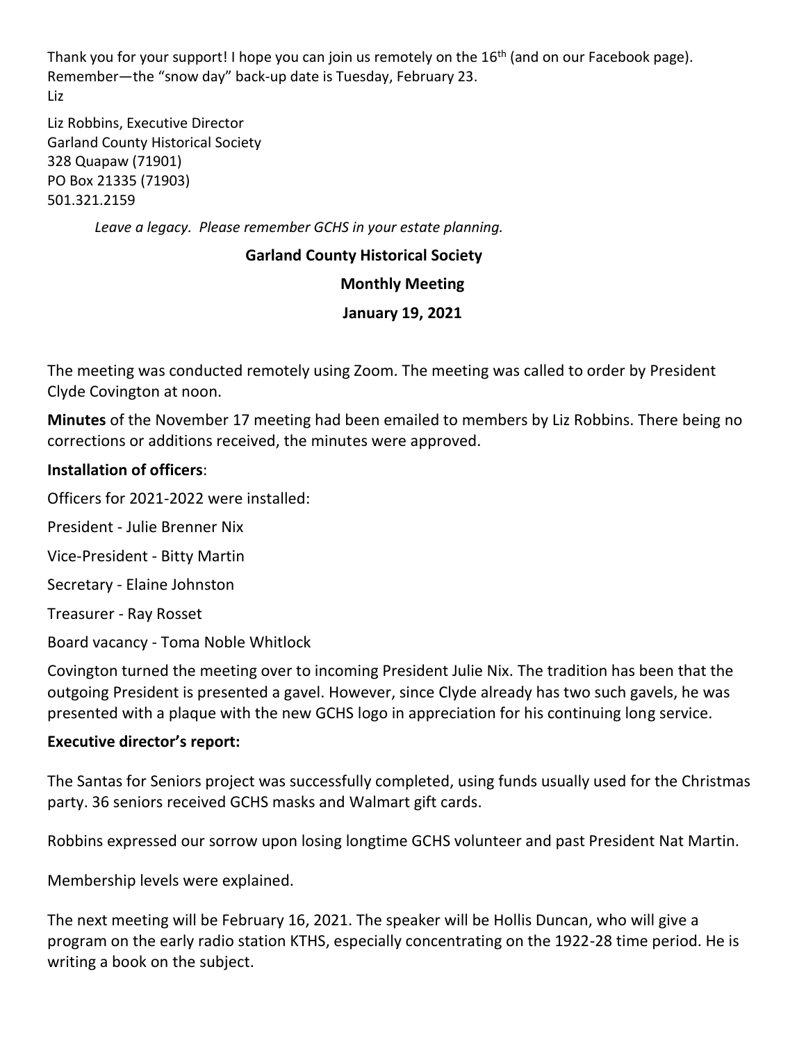Thank you for your support! I hope you can join us remotely on the 16th (and on our Facebook page). Remember—the "snow day" back-up date is Tuesday, February 23.
Liz

Liz Robbins, Executive Director
Garland County Historical Society
328 Quapaw (71901)
PO Box 21335 (71903)
501.321.2159

*Leave a legacy. Please remember GCHS in your estate planning.*

## Garland County Historical Society

## Monthly Meeting

## January 19, 2021

The meeting was conducted remotely using Zoom. The meeting was called to order by President Clyde Covington at noon.

**Minutes** of the November 17 meeting had been emailed to members by Liz Robbins. There being no corrections or additions received, the minutes were approved.

**Installation of officers**:

Officers for 2021-2022 were installed:

President - Julie Brenner Nix

Vice-President - Bitty Martin

Secretary - Elaine Johnston

Treasurer - Ray Rosset

Board vacancy - Toma Noble Whitlock

Covington turned the meeting over to incoming President Julie Nix. The tradition has been that the outgoing President is presented a gavel. However, since Clyde already has two such gavels, he was presented with a plaque with the new GCHS logo in appreciation for his continuing long service.

**Executive director's report:**

The Santas for Seniors project was successfully completed, using funds usually used for the Christmas party. 36 seniors received GCHS masks and Walmart gift cards.

Robbins expressed our sorrow upon losing longtime GCHS volunteer and past President Nat Martin.

Membership levels were explained.

The next meeting will be February 16, 2021. The speaker will be Hollis Duncan, who will give a program on the early radio station KTHS, especially concentrating on the 1922-28 time period. He is writing a book on the subject.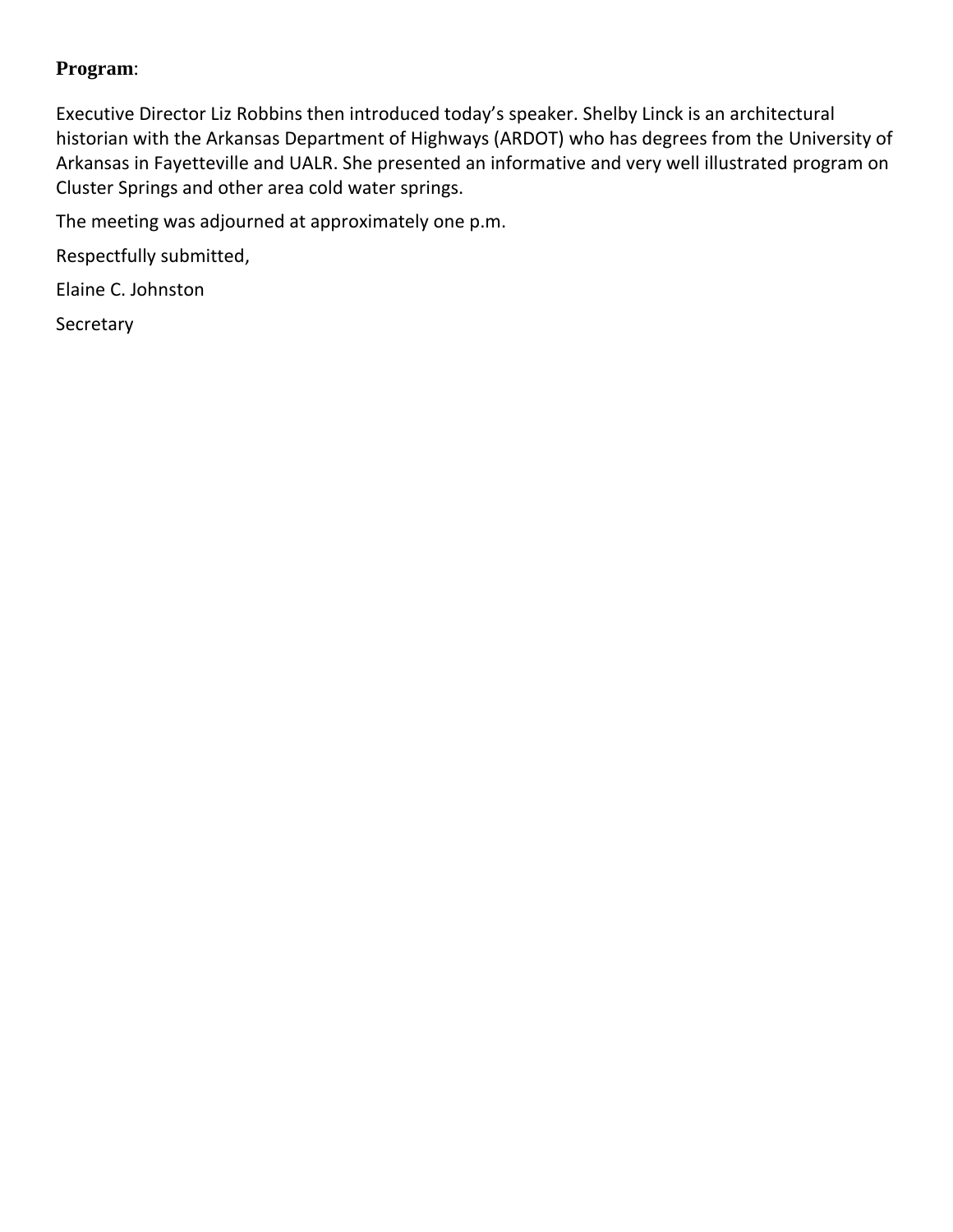**Program**:

Executive Director Liz Robbins then introduced today's speaker. Shelby Linck is an architectural historian with the Arkansas Department of Highways (ARDOT) who has degrees from the University of Arkansas in Fayetteville and UALR. She presented an informative and very well illustrated program on Cluster Springs and other area cold water springs.

The meeting was adjourned at approximately one p.m.

Respectfully submitted,

Elaine C. Johnston

Secretary